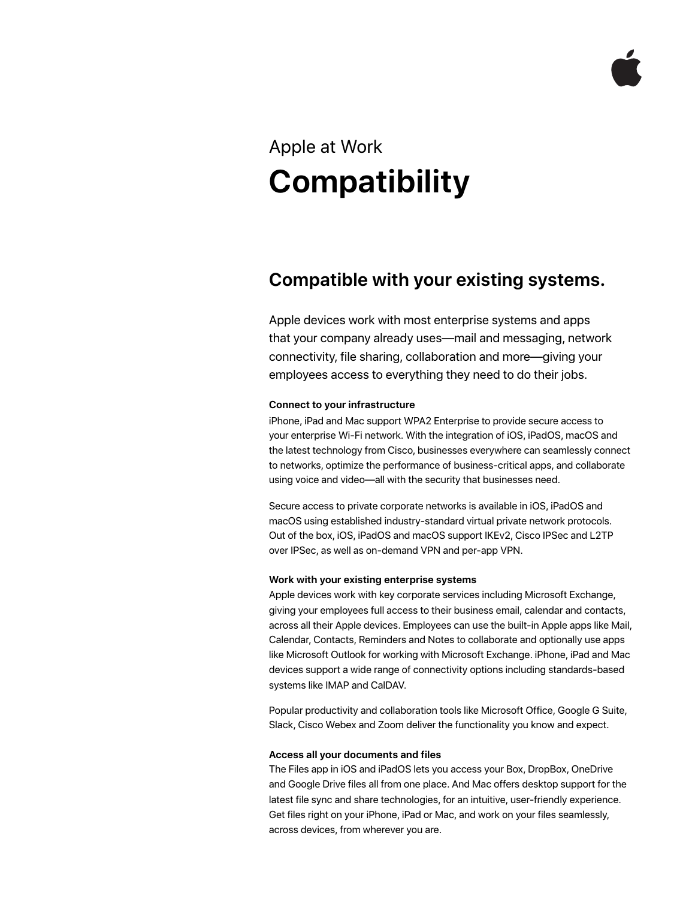Apple at Work

# Compatibility

## Compatible with your existing systems.

Apple devices work with most enterprise systems and apps that your company already uses—mail and messaging, network connectivity, file sharing, collaboration and more—giving your employees access to everything they need to do their jobs.

**Connect to your infrastructure**

iPhone, iPad and Mac support WPA2 Enterprise to provide secure access to your enterprise Wi-Fi network. With the integration of iOS, iPadOS, macOS and the latest technology from Cisco, businesses everywhere can seamlessly connect to networks, optimize the performance of business-critical apps, and collaborate using voice and video—all with the security that businesses need.

Secure access to private corporate networks is available in iOS, iPadOS and macOS using established industry-standard virtual private network protocols. Out of the box, iOS, iPadOS and macOS support IKEv2, Cisco IPSec and L2TP over IPSec, as well as on-demand VPN and per-app VPN.

**Work with your existing enterprise systems**

Apple devices work with key corporate services including Microsoft Exchange, giving your employees full access to their business email, calendar and contacts, across all their Apple devices. Employees can use the built-in Apple apps like Mail, Calendar, Contacts, Reminders and Notes to collaborate and optionally use apps like Microsoft Outlook for working with Microsoft Exchange. iPhone, iPad and Mac devices support a wide range of connectivity options including standards-based systems like IMAP and CalDAV.

Popular productivity and collaboration tools like Microsoft Office, Google G Suite, Slack, Cisco Webex and Zoom deliver the functionality you know and expect.

**Access all your documents and files**

The Files app in iOS and iPadOS lets you access your Box, DropBox, OneDrive and Google Drive files all from one place. And Mac offers desktop support for the latest file sync and share technologies, for an intuitive, user-friendly experience. Get files right on your iPhone, iPad or Mac, and work on your files seamlessly, across devices, from wherever you are.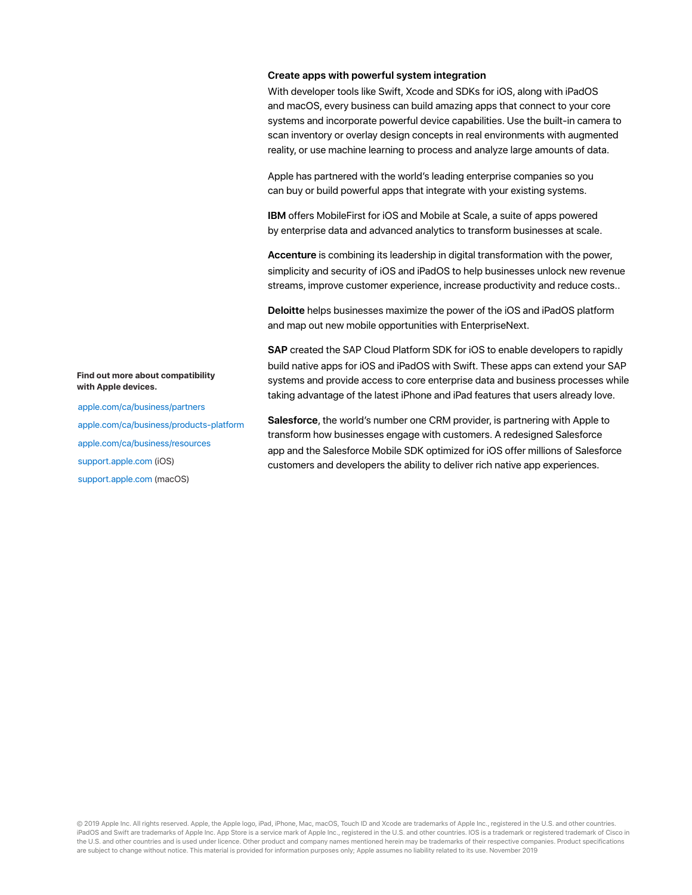### Create apps with powerful system integration

With developer tools like Swift, Xcode and SDKs for iOS, along with iPadOS and macOS, every business can build amazing apps that connect to your core systems and incorporate powerful device capabilities. Use the built-in camera to scan inventory or overlay design concepts in real environments with augmented reality, or use machine learning to process and analyze large amounts of data.

Apple has partnered with the world's leading enterprise companies so you can buy or build powerful apps that integrate with your existing systems.

**IBM** offers MobileFirst for iOS and Mobile at Scale, a suite of apps powered by enterprise data and advanced analytics to transform businesses at scale.

**Accenture** is combining its leadership in digital transformation with the power, simplicity and security of iOS and iPadOS to help businesses unlock new revenue streams, improve customer experience, increase productivity and reduce costs..

**Deloitte** helps businesses maximize the power of the iOS and iPadOS platform and map out new mobile opportunities with EnterpriseNext.

**SAP** created the SAP Cloud Platform SDK for iOS to enable developers to rapidly build native apps for iOS and iPadOS with Swift. These apps can extend your SAP systems and provide access to core enterprise data and business processes while taking advantage of the latest iPhone and iPad features that users already love.

**Salesforce**, the world's number one CRM provider, is partnering with Apple to transform how businesses engage with customers. A redesigned Salesforce app and the Salesforce Mobile SDK optimized for iOS offer millions of Salesforce customers and developers the ability to deliver rich native app experiences.

**Find out more about compatibility with Apple devices.**

apple.com/ca/business/partners

apple.com/ca/business/products-platform

apple.com/ca/business/resources

support.apple.com (iOS)

support.apple.com (macOS)

© 2019 Apple Inc. All rights reserved. Apple, the Apple logo, iPad, iPhone, Mac, macOS, Touch ID and Xcode are trademarks of Apple Inc., registered in the U.S. and other countries. iPadOS and Swift are trademarks of Apple Inc. App Store is a service mark of Apple Inc., registered in the U.S. and other countries. IOS is a trademark or registered trademark of Cisco in the U.S. and other countries and is used under licence. Other product and company names mentioned herein may be trademarks of their respective companies. Product specifications are subject to change without notice. This material is provided for information purposes only; Apple assumes no liability related to its use. November 2019